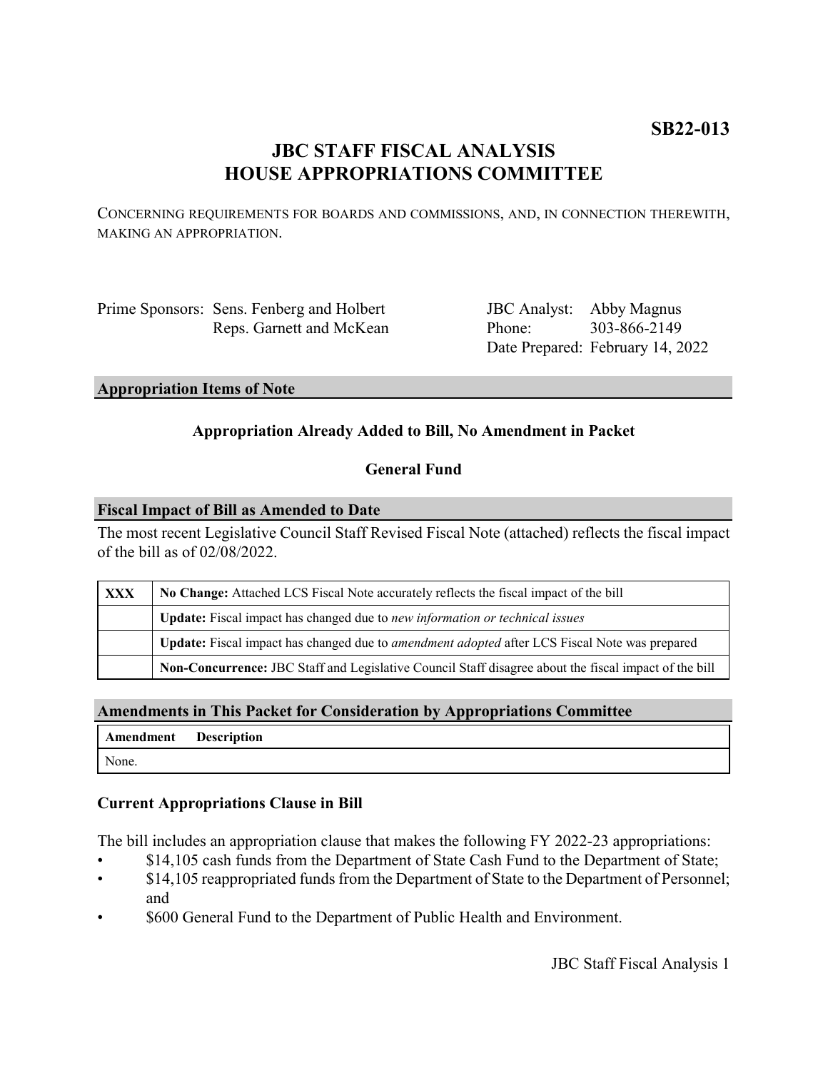**SB22-013**

# JBC STAFF FISCAL ANALYSIS
# HOUSE APPROPRIATIONS COMMITTEE

CONCERNING REQUIREMENTS FOR BOARDS AND COMMISSIONS, AND, IN CONNECTION THEREWITH, MAKING AN APPROPRIATION.

| | | | |
|---|---|---|---|
| Prime Sponsors: | Sens. Fenberg and Holbert | JBC Analyst: | Abby Magnus |
| | Reps. Garnett and McKean | Phone: | 303-866-2149 |
| | | Date Prepared: | February 14, 2022 |

## Appropriation Items of Note

**Appropriation Already Added to Bill, No Amendment in Packet**

**General Fund**

## Fiscal Impact of Bill as Amended to Date

The most recent Legislative Council Staff Revised Fiscal Note (attached) reflects the fiscal impact of the bill as of 02/08/2022.

| | |
|---|---|
| **XXX** | **No Change:** Attached LCS Fiscal Note accurately reflects the fiscal impact of the bill |
| | **Update:** Fiscal impact has changed due to *new information or technical issues* |
| | **Update:** Fiscal impact has changed due to *amendment adopted* after LCS Fiscal Note was prepared |
| | **Non-Concurrence:** JBC Staff and Legislative Council Staff disagree about the fiscal impact of the bill |

## Amendments in This Packet for Consideration by Appropriations Committee

| Amendment | Description |
|---|---|
| None. | |

### Current Appropriations Clause in Bill

The bill includes an appropriation clause that makes the following FY 2022-23 appropriations:

- $14,105 cash funds from the Department of State Cash Fund to the Department of State;
- $14,105 reappropriated funds from the Department of State to the Department of Personnel; and
- $600 General Fund to the Department of Public Health and Environment.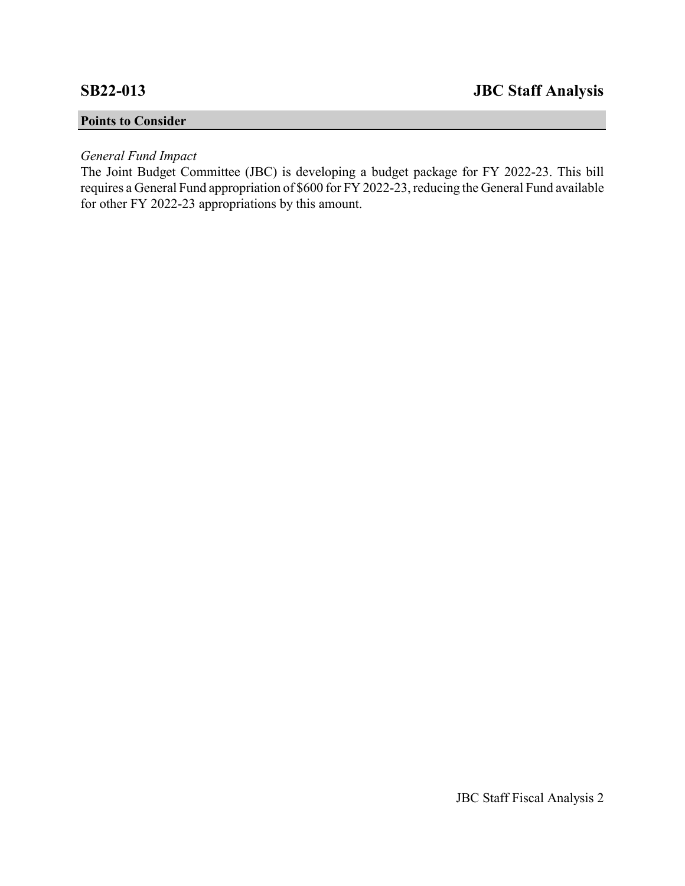## Points to Consider

*General Fund Impact*

The Joint Budget Committee (JBC) is developing a budget package for FY 2022-23. This bill requires a General Fund appropriation of $600 for FY 2022-23, reducing the General Fund available for other FY 2022-23 appropriations by this amount.